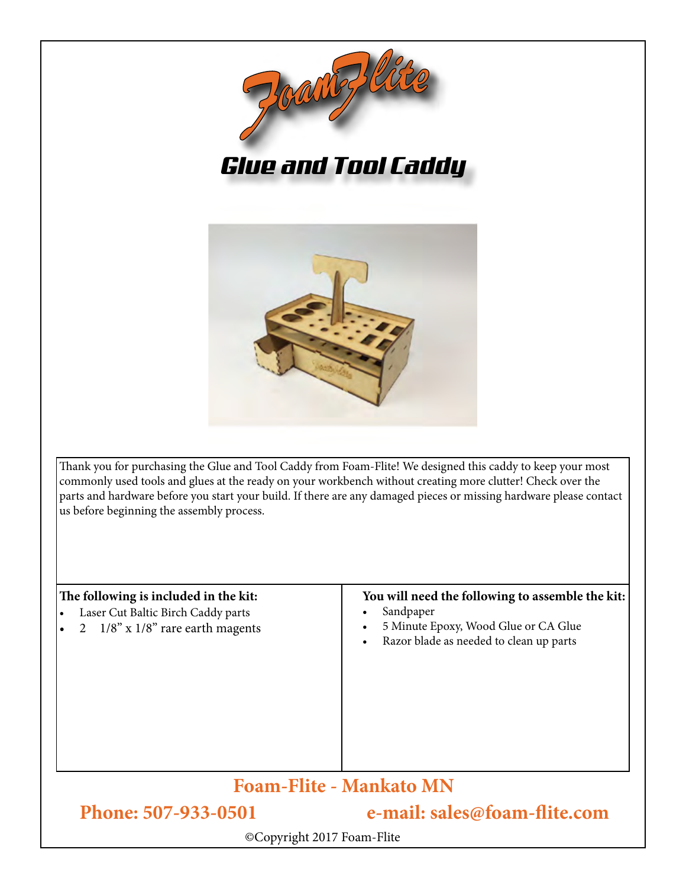# Foam-Flite

## Glue and Tool Caddy

Thank you for purchasing the Glue and Tool Caddy from Foam-Flite! We designed this caddy to keep your most commonly used tools and glues at the ready on your workbench without creating more clutter! Check over the parts and hardware before you start your build. If there are any damaged pieces or missing hardware please contact us before beginning the assembly process.

**The following is included in the kit:**

- Laser Cut Baltic Birch Caddy parts
- 2   1/8" x 1/8" rare earth magents

**You will need the following to assemble the kit:**

- Sandpaper
- 5 Minute Epoxy, Wood Glue or CA Glue
- Razor blade as needed to clean up parts

**Foam-Flite - Mankato MN**

**Phone: 507-933-0501**          **e-mail: sales@foam-flite.com**

©Copyright 2017 Foam-Flite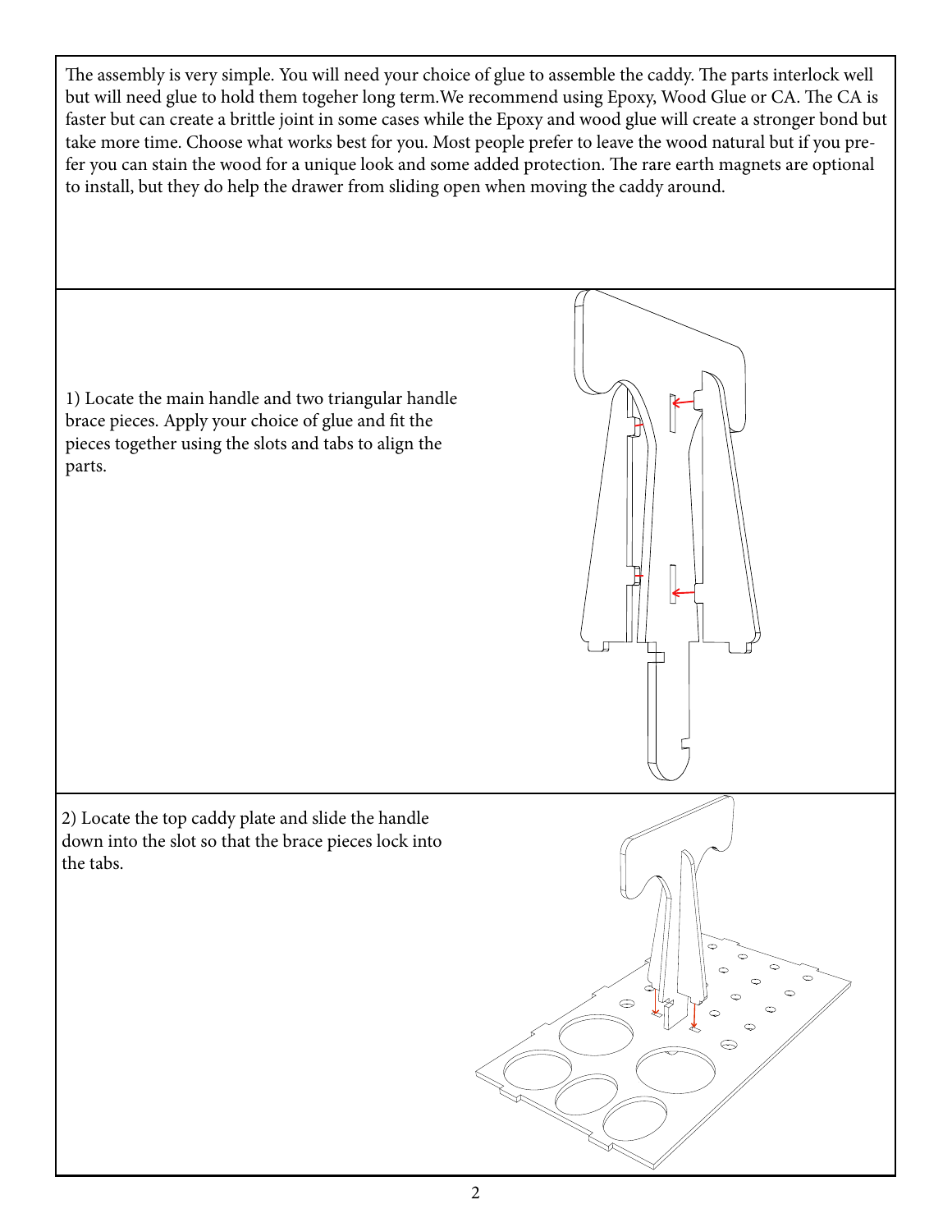The assembly is very simple. You will need your choice of glue to assemble the caddy. The parts interlock well but will need glue to hold them togeher long term.We recommend using Epoxy, Wood Glue or CA. The CA is faster but can create a brittle joint in some cases while the Epoxy and wood glue will create a stronger bond but take more time. Choose what works best for you. Most people prefer to leave the wood natural but if you prefer you can stain the wood for a unique look and some added protection. The rare earth magnets are optional to install, but they do help the drawer from sliding open when moving the caddy around.

1) Locate the main handle and two triangular handle brace pieces. Apply your choice of glue and fit the pieces together using the slots and tabs to align the parts.

2) Locate the top caddy plate and slide the handle down into the slot so that the brace pieces lock into the tabs.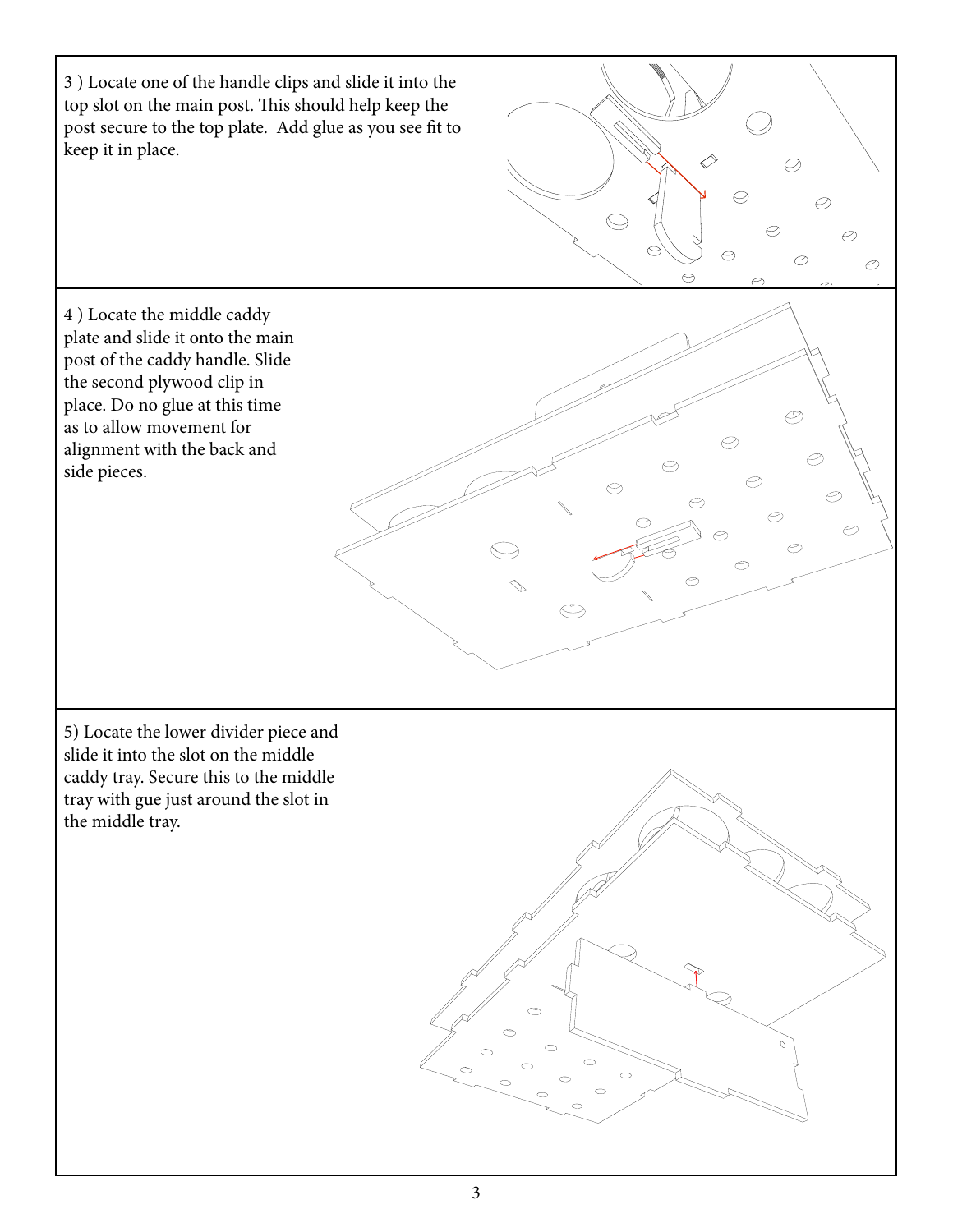3 ) Locate one of the handle clips and slide it into the top slot on the main post. This should help keep the post secure to the top plate. Add glue as you see fit to keep it in place.

4 ) Locate the middle caddy plate and slide it onto the main post of the caddy handle. Slide the second plywood clip in place. Do no glue at this time as to allow movement for alignment with the back and side pieces.

5) Locate the lower divider piece and slide it into the slot on the middle caddy tray. Secure this to the middle tray with gue just around the slot in the middle tray.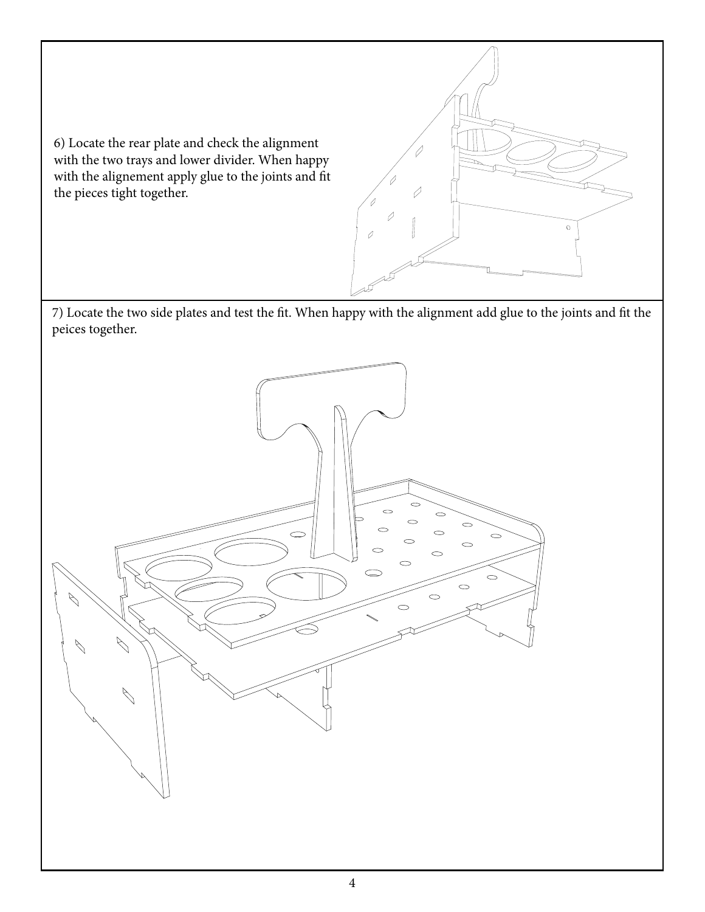6) Locate the rear plate and check the alignment with the two trays and lower divider. When happy with the alignement apply glue to the joints and fit the pieces tight together.

7) Locate the two side plates and test the fit. When happy with the alignment add glue to the joints and fit the peices together.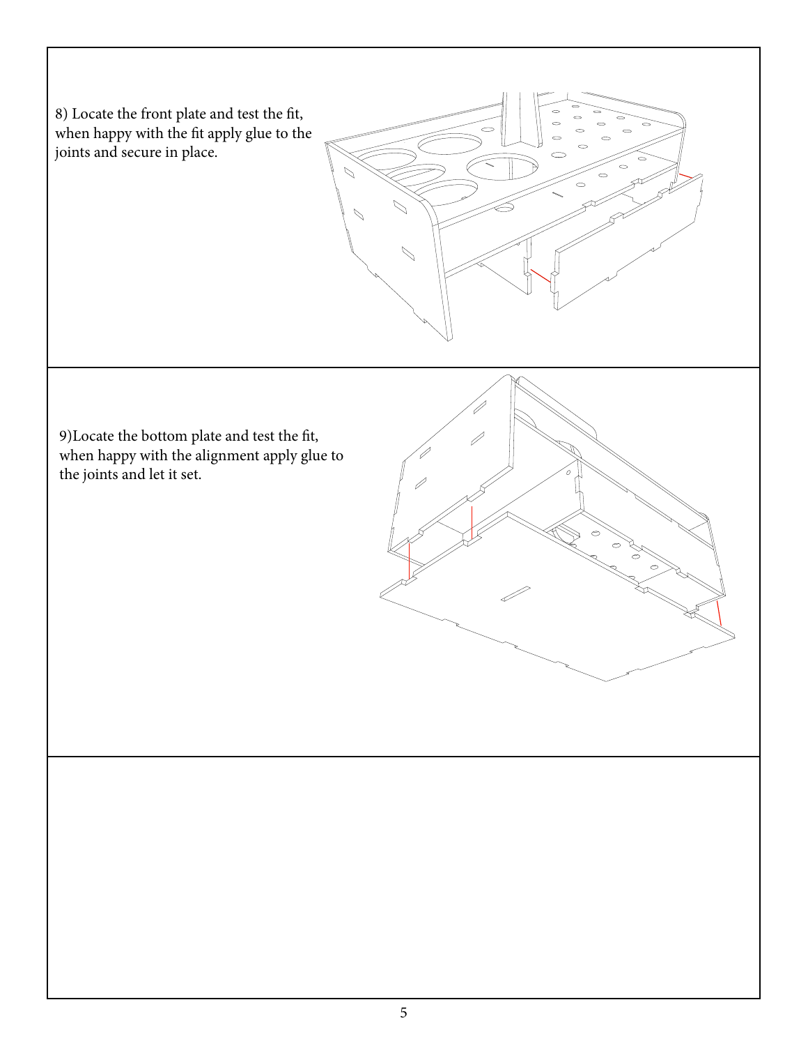8) Locate the front plate and test the fit, when happy with the fit apply glue to the joints and secure in place.

9)Locate the bottom plate and test the fit, when happy with the alignment apply glue to the joints and let it set.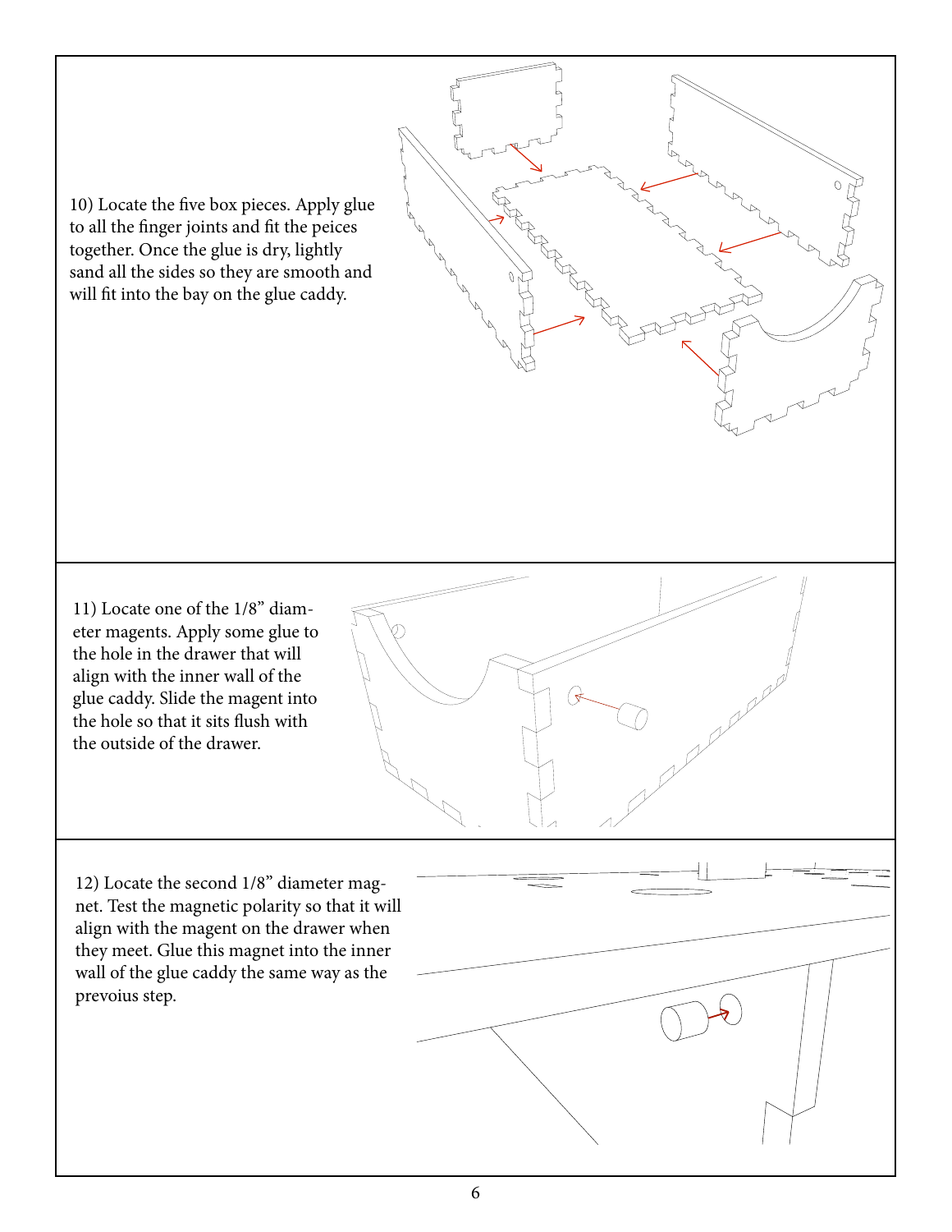10) Locate the five box pieces. Apply glue to all the finger joints and fit the peices together. Once the glue is dry, lightly sand all the sides so they are smooth and will fit into the bay on the glue caddy.

11) Locate one of the 1/8" diameter magents. Apply some glue to the hole in the drawer that will align with the inner wall of the glue caddy. Slide the magent into the hole so that it sits flush with the outside of the drawer.

12) Locate the second 1/8" diameter magnet. Test the magnetic polarity so that it will align with the magent on the drawer when they meet. Glue this magnet into the inner wall of the glue caddy the same way as the prevoius step.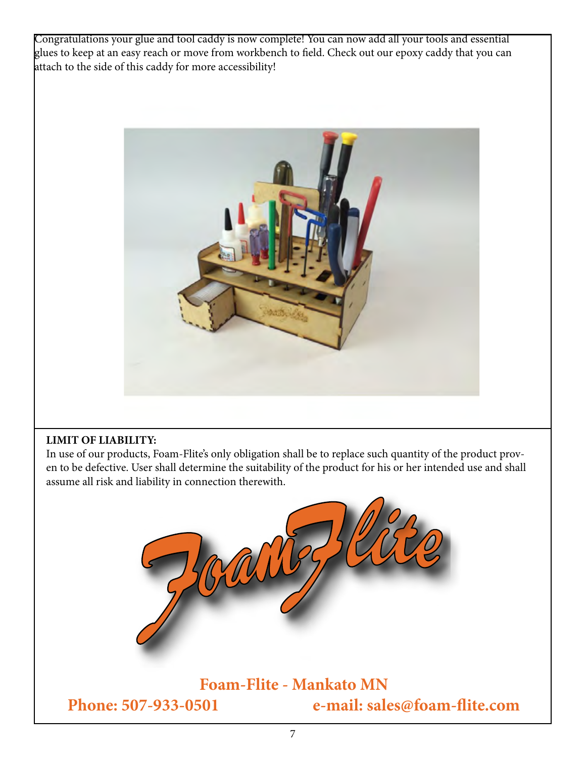Congratulations your glue and tool caddy is now complete! You can now add all your tools and essential glues to keep at an easy reach or move from workbench to field. Check out our epoxy caddy that you can attach to the side of this caddy for more accessibility!

**LIMIT OF LIABILITY:**

In use of our products, Foam-Flite's only obligation shall be to replace such quantity of the product proven to be defective. User shall determine the suitability of the product for his or her intended use and shall assume all risk and liability in connection therewith.

**Foam-Flite - Mankato MN**

**Phone: 507-933-0501** **e-mail: sales@foam-flite.com**